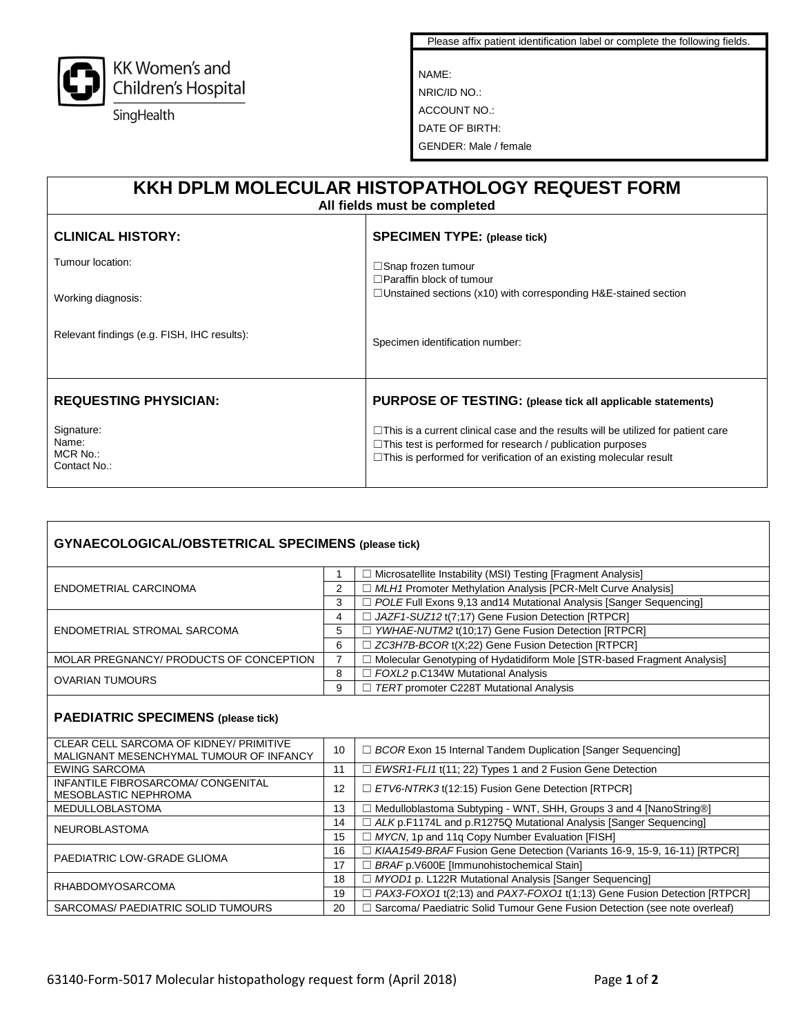KK Women's and Children's Hospital
SingHealth

Please affix patient identification label or complete the following fields.

NAME:
NRIC/ID NO.:
ACCOUNT NO.:
DATE OF BIRTH:
GENDER: Male / female

# KKH DPLM MOLECULAR HISTOPATHOLOGY REQUEST FORM

**All fields must be completed**

| **CLINICAL HISTORY:** | **SPECIMEN TYPE: (please tick)** |
|---|---|
| Tumour location:<br><br>Working diagnosis:<br><br>Relevant findings (e.g. FISH, IHC results): | ☐Snap frozen tumour<br>☐Paraffin block of tumour<br>☐Unstained sections (x10) with corresponding H&E-stained section<br><br>Specimen identification number: |
| **REQUESTING PHYSICIAN:** | **PURPOSE OF TESTING: (please tick all applicable statements)** |
| Signature:<br>Name:<br>MCR No.:<br>Contact No.: | ☐This is a current clinical case and the results will be utilized for patient care<br>☐This test is performed for research / publication purposes<br>☐This is performed for verification of an existing molecular result |

## GYNAECOLOGICAL/OBSTETRICAL SPECIMENS (please tick)

| | | |
|---|---|---|
| ENDOMETRIAL CARCINOMA | 1 | ☐ Microsatellite Instability (MSI) Testing [Fragment Analysis] |
| | 2 | ☐ *MLH1* Promoter Methylation Analysis [PCR-Melt Curve Analysis] |
| | 3 | ☐ *POLE* Full Exons 9,13 and14 Mutational Analysis [Sanger Sequencing] |
| ENDOMETRIAL STROMAL SARCOMA | 4 | ☐ *JAZF1-SUZ12* t(7;17) Gene Fusion Detection [RTPCR] |
| | 5 | ☐ *YWHAE-NUTM2* t(10;17) Gene Fusion Detection [RTPCR] |
| | 6 | ☐ *ZC3H7B-BCOR* t(X;22) Gene Fusion Detection [RTPCR] |
| MOLAR PREGNANCY/ PRODUCTS OF CONCEPTION | 7 | ☐ Molecular Genotyping of Hydatidiform Mole [STR-based Fragment Analysis] |
| OVARIAN TUMOURS | 8 | ☐ *FOXL2* p.C134W Mutational Analysis |
| | 9 | ☐ *TERT* promoter C228T Mutational Analysis |

## PAEDIATRIC SPECIMENS (please tick)

| | | |
|---|---|---|
| CLEAR CELL SARCOMA OF KIDNEY/ PRIMITIVE MALIGNANT MESENCHYMAL TUMOUR OF INFANCY | 10 | ☐ *BCOR* Exon 15 Internal Tandem Duplication [Sanger Sequencing] |
| EWING SARCOMA | 11 | ☐ *EWSR1-FLI1* t(11; 22) Types 1 and 2 Fusion Gene Detection |
| INFANTILE FIBROSARCOMA/ CONGENITAL MESOBLASTIC NEPHROMA | 12 | ☐ *ETV6-NTRK3* t(12:15) Fusion Gene Detection [RTPCR] |
| MEDULLOBLASTOMA | 13 | ☐ Medulloblastoma Subtyping - WNT, SHH, Groups 3 and 4 [NanoString®] |
| NEUROBLASTOMA | 14 | ☐ *ALK* p.F1174L and p.R1275Q Mutational Analysis [Sanger Sequencing] |
| | 15 | ☐ *MYCN*, 1p and 11q Copy Number Evaluation [FISH] |
| PAEDIATRIC LOW-GRADE GLIOMA | 16 | ☐ *KIAA1549-BRAF* Fusion Gene Detection (Variants 16-9, 15-9, 16-11) [RTPCR] |
| | 17 | ☐ *BRAF* p.V600E [Immunohistochemical Stain] |
| RHABDOMYOSARCOMA | 18 | ☐ *MYOD1* p. L122R Mutational Analysis [Sanger Sequencing] |
| | 19 | ☐ *PAX3-FOXO1* t(2;13) and *PAX7-FOXO1* t(1;13) Gene Fusion Detection [RTPCR] |
| SARCOMAS/ PAEDIATRIC SOLID TUMOURS | 20 | ☐ Sarcoma/ Paediatric Solid Tumour Gene Fusion Detection (see note overleaf) |

63140-Form-5017 Molecular histopathology request form (April 2018)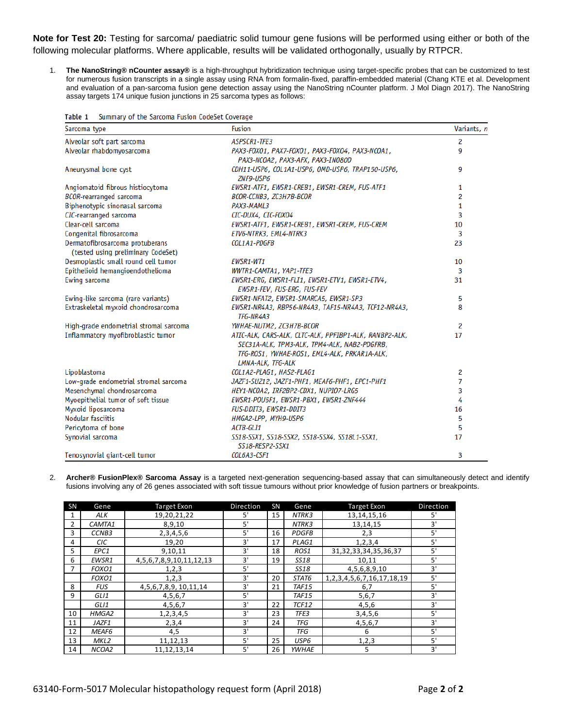**Note for Test 20:** Testing for sarcoma/ paediatric solid tumour gene fusions will be performed using either or both of the following molecular platforms. Where applicable, results will be validated orthogonally, usually by RTPCR.

1. **The NanoString® nCounter assay®** is a high-throughput hybridization technique using target-specific probes that can be customized to test for numerous fusion transcripts in a single assay using RNA from formalin-fixed, paraffin-embedded material (Chang KTE et al. Development and evaluation of a pan-sarcoma fusion gene detection assay using the NanoString nCounter platform. J Mol Diagn 2017). The NanoString assay targets 174 unique fusion junctions in 25 sarcoma types as follows:

**Table 1** Summary of the Sarcoma Fusion CodeSet Coverage

| Sarcoma type | Fusion | Variants, *n* |
|---|---|---|
| Alveolar soft part sarcoma | *ASPSCR1-TFE3* | 2 |
| Alveolar rhabdomyosarcoma | *PAX3-FOXO1, PAX7-FOXO1, PAX3-FOXO4, PAX3-NCOA1, PAX3-NCOA2, PAX3-AFX, PAX3-INO80D* | 9 |
| Aneurysmal bone cyst | *CDH11-USP6, COL1A1-USP6, OMD-USP6, TRAP150-USP6, ZNF9-USP6* | 9 |
| Angiomatoid fibrous histiocytoma | *EWSR1-ATF1, EWSR1-CREB1, EWSR1-CREM, FUS-ATF1* | 1 |
| *BCOR*-rearranged sarcoma | *BCOR-CCNB3, ZC3H7B-BCOR* | 2 |
| Biphenotypic sinonasal sarcoma | *PAX3-MAML3* | 1 |
| *CIC*-rearranged sarcoma | *CIC-DUX4, CIC-FOXO4* | 3 |
| Clear-cell sarcoma | *EWSR1-ATF1, EWSR1-CREB1, EWSR1-CREM, FUS-CREM* | 10 |
| Congenital fibrosarcoma | *ETV6-NTRK3, EML4-NTRK3* | 3 |
| Dermatofibrosarcoma protuberans (tested using preliminary CodeSet) | *COL1A1-PDGFB* | 23 |
| Desmoplastic small round cell tumor | *EWSR1-WT1* | 10 |
| Epithelioid hemangioendothelioma | *WWTR1-CAMTA1, YAP1-TFE3* | 3 |
| Ewing sarcoma | *EWSR1-ERG, EWSR1-FLI1, EWSR1-ETV1, EWSR1-ETV4, EWSR1-FEV, FUS-ERG, FUS-FEV* | 31 |
| Ewing-like sarcoma (rare variants) | *EWSR1-NFAT2, EWSR1-SMARCA5, EWSR1-SP3* | 5 |
| Extraskeletal myxoid chondrosarcoma | *EWSR1-NR4A3, RBP56-NR4A3, TAF15-NR4A3, TCF12-NR4A3, TFG-NR4A3* | 8 |
| High-grade endometrial stromal sarcoma | *YWHAE-NUTM2, ZC3H7B-BCOR* | 2 |
| Inflammatory myofibroblastic tumor | *ATIC-ALK, CARS-ALK, CLTC-ALK, PPFIBP1-ALK, RANBP2-ALK, SEC31A-ALK, TPM3-ALK, TPM4-ALK, NAB2-PDGFRB, TFG-ROS1, YWHAE-ROS1, EML4-ALK, PRKAR1A-ALK, LMNA-ALK, TFG-ALK* | 17 |
| Lipoblastoma | *COL1A2-PLAG1, HAS2-PLAG1* | 2 |
| Low-grade endometrial stromal sarcoma | *JAZF1-SUZ12, JAZF1-PHF1, MEAF6-PHF1, EPC1-PHF1* | 7 |
| Mesenchymal chondrosarcoma | *HEY1-NCOA2, IRF2BP2-CDX1, NUP107-LRG5* | 3 |
| Myoepithelial tumor of soft tissue | *EWSR1-POU5F1, EWSR1-PBX1, EWSR1-ZNF444* | 4 |
| Myxoid liposarcoma | *FUS-DDIT3, EWSR1-DDIT3* | 16 |
| Nodular fasciitis | *HMGA2-LPP, MYH9-USP6* | 5 |
| Pericytoma of bone | *ACTB-GLI1* | 5 |
| Synovial sarcoma | *SS18-SSX1, SS18-SSX2, SS18-SSX4, SS18L1-SSX1, SS18-RESP2-SSX1* | 17 |
| Tenosynovial giant-cell tumor | *COL6A3-CSF1* | 3 |

2. **Archer® FusionPlex® Sarcoma Assay** is a targeted next-generation sequencing-based assay that can simultaneously detect and identify fusions involving any of 26 genes associated with soft tissue tumours without prior knowledge of fusion partners or breakpoints.

| SN | Gene | Target Exon | Direction | SN | Gene | Target Exon | Direction |
|---|---|---|---|---|---|---|---|
| 1 | *ALK* | 19,20,21,22 | 5' | 15 | *NTRK3* | 13,14,15,16 | 5' |
| 2 | *CAMTA1* | 8,9,10 | 5' | | *NTRK3* | 13,14,15 | 3' |
| 3 | *CCNB3* | 2,3,4,5,6 | 5' | 16 | *PDGFB* | 2,3 | 5' |
| 4 | *CIC* | 19,20 | 3' | 17 | *PLAG1* | 1,2,3,4 | 5' |
| 5 | *EPC1* | 9,10,11 | 3' | 18 | *ROS1* | 31,32,33,34,35,36,37 | 5' |
| 6 | *EWSR1* | 4,5,6,7,8,9,10,11,12,13 | 3' | 19 | *SS18* | 10,11 | 5' |
| 7 | *FOXO1* | 1,2,3 | 5' | | *SS18* | 4,5,6,8,9,10 | 3' |
| | *FOXO1* | 1,2,3 | 3' | 20 | *STAT6* | 1,2,3,4,5,6,7,16,17,18,19 | 5' |
| 8 | *FUS* | 4,5,6,7,8,9, 10,11,14 | 3' | 21 | *TAF15* | 6,7 | 5' |
| 9 | *GLI1* | 4,5,6,7 | 5' | | *TAF15* | 5,6,7 | 3' |
| | *GLI1* | 4,5,6,7 | 3' | 22 | *TCF12* | 4,5,6 | 3' |
| 10 | *HMGA2* | 1,2,3,4,5 | 3' | 23 | *TFE3* | 3,4,5,6 | 5' |
| 11 | *JAZF1* | 2,3,4 | 3' | 24 | *TFG* | 4,5,6,7 | 3' |
| 12 | *MEAF6* | 4,5 | 3' | | *TFG* | 6 | 5' |
| 13 | *MKL2* | 11,12,13 | 5' | 25 | *USP6* | 1,2,3 | 5' |
| 14 | *NCOA2* | 11,12,13,14 | 5' | 26 | *YWHAE* | 5 | 3' |